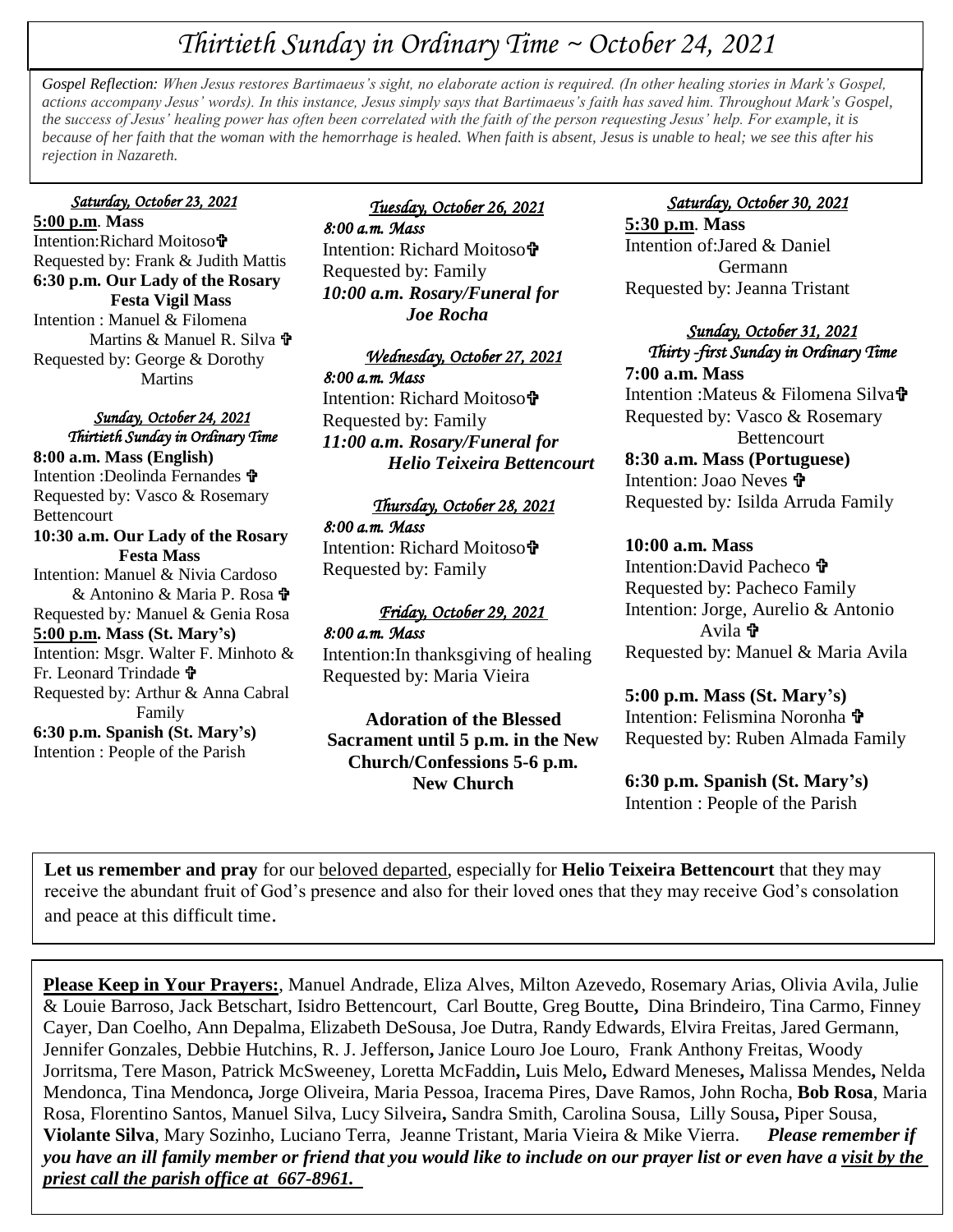# *Thirtieth Sunday in Ordinary Time ~ October 24, 2021*

*Gospel Reflection: When Jesus restores Bartimaeus's sight, no elaborate action is required. (In other healing stories in Mark's Gospel, actions accompany Jesus' words). In this instance, Jesus simply says that Bartimaeus's faith has saved him. Throughout Mark's Gospel, the success of Jesus' healing power has often been correlated with the faith of the person requesting Jesus' help. For example, it is because of her faith that the woman with the hemorrhage is healed. When faith is absent, Jesus is unable to heal; we see this after his rejection in Nazareth.*

***Saturday, October 23, 2021***

**5:00 p.m. Mass**
Intention:Richard Moitoso ✞
Requested by: Frank & Judith Mattis

**6:30 p.m. Our Lady of the Rosary Festa Vigil Mass**
Intention : Manuel & Filomena Martins & Manuel R. Silva ✞
Requested by: George & Dorothy Martins

***Sunday, October 24, 2021***
***Thirtieth Sunday in Ordinary Time***

**8:00 a.m. Mass (English)**
Intention :Deolinda Fernandes ✞
Requested by: Vasco & Rosemary Bettencourt

**10:30 a.m. Our Lady of the Rosary Festa Mass**
Intention: Manuel & Nivia Cardoso & Antonino & Maria P. Rosa ✞
Requested by: Manuel & Genia Rosa

**5:00 p.m. Mass (St. Mary's)**
Intention: Msgr. Walter F. Minhoto & Fr. Leonard Trindade ✞
Requested by: Arthur & Anna Cabral Family

**6:30 p.m. Spanish (St. Mary's)**
Intention : People of the Parish

***Tuesday, October 26, 2021***

*8:00 a.m. Mass*
Intention: Richard Moitoso ✞
Requested by: Family
***10:00 a.m. Rosary/Funeral for Joe Rocha***

***Wednesday, October 27, 2021***

*8:00 a.m. Mass*
Intention: Richard Moitoso ✞
Requested by: Family
***11:00 a.m. Rosary/Funeral for Helio Teixeira Bettencourt***

***Thursday, October 28, 2021***

*8:00 a.m. Mass*
Intention: Richard Moitoso ✞
Requested by: Family

***Friday, October 29, 2021***

*8:00 a.m. Mass*
Intention:In thanksgiving of healing
Requested by: Maria Vieira

**Adoration of the Blessed Sacrament until 5 p.m. in the New Church/Confessions 5-6 p.m. New Church**

***Saturday, October 30, 2021***

**5:30 p.m. Mass**
Intention of:Jared & Daniel Germann
Requested by: Jeanna Tristant

***Sunday, October 31, 2021***
***Thirty -first Sunday in Ordinary Time***

**7:00 a.m. Mass**
Intention :Mateus & Filomena Silva ✞
Requested by: Vasco & Rosemary Bettencourt

**8:30 a.m. Mass (Portuguese)**
Intention: Joao Neves ✞
Requested by: Isilda Arruda Family

**10:00 a.m. Mass**
Intention:David Pacheco ✞
Requested by: Pacheco Family
Intention: Jorge, Aurelio & Antonio Avila ✞
Requested by: Manuel & Maria Avila

**5:00 p.m. Mass (St. Mary's)**
Intention: Felismina Noronha ✞
Requested by: Ruben Almada Family

**6:30 p.m. Spanish (St. Mary's)**
Intention : People of the Parish

**Let us remember and pray** for our beloved departed, especially for **Helio Teixeira Bettencourt** that they may receive the abundant fruit of God's presence and also for their loved ones that they may receive God's consolation and peace at this difficult time.

**Please Keep in Your Prayers:**, Manuel Andrade, Eliza Alves, Milton Azevedo, Rosemary Arias, Olivia Avila, Julie & Louie Barroso, Jack Betschart, Isidro Bettencourt, Carl Boutte, Greg Boutte, Dina Brindeiro, Tina Carmo, Finney Cayer, Dan Coelho, Ann Depalma, Elizabeth DeSousa, Joe Dutra, Randy Edwards, Elvira Freitas, Jared Germann, Jennifer Gonzales, Debbie Hutchins, R. J. Jefferson, Janice Louro Joe Louro, Frank Anthony Freitas, Woody Jorritsma, Tere Mason, Patrick McSweeney, Loretta McFaddin, Luis Melo, Edward Meneses, Malissa Mendes, Nelda Mendonca, Tina Mendonca, Jorge Oliveira, Maria Pessoa, Iracema Pires, Dave Ramos, John Rocha, **Bob Rosa**, Maria Rosa, Florentino Santos, Manuel Silva, Lucy Silveira, Sandra Smith, Carolina Sousa, Lilly Sousa, Piper Sousa, **Violante Silva**, Mary Sozinho, Luciano Terra, Jeanne Tristant, Maria Vieira & Mike Vierra. ***Please remember if you have an ill family member or friend that you would like to include on our prayer list or even have a visit by the priest call the parish office at 667-8961.***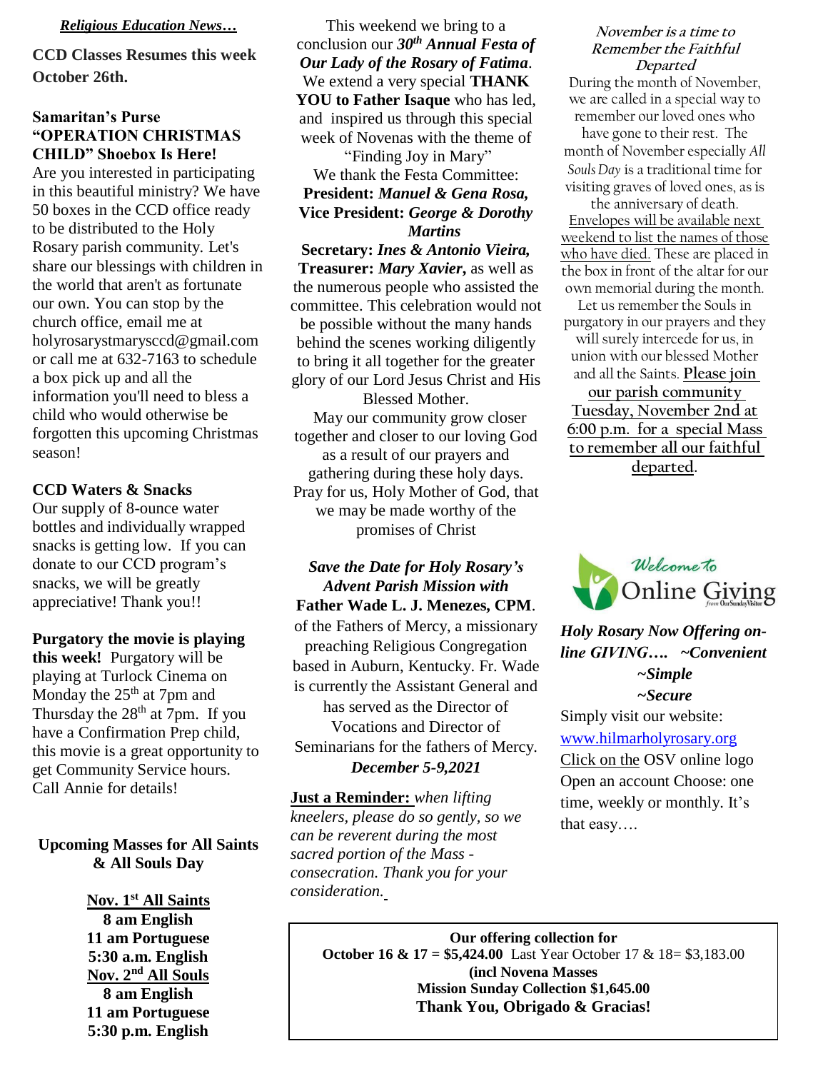***Religious Education News…***

**CCD Classes Resumes this week October 26th.**

**Samaritan's Purse "OPERATION CHRISTMAS CHILD" Shoebox Is Here!**

Are you interested in participating in this beautiful ministry? We have 50 boxes in the CCD office ready to be distributed to the Holy Rosary parish community. Let's share our blessings with children in the world that aren't as fortunate our own. You can stop by the church office, email me at holyrosarystmarysccd@gmail.com or call me at 632-7163 to schedule a box pick up and all the information you'll need to bless a child who would otherwise be forgotten this upcoming Christmas season!

**CCD Waters & Snacks**

Our supply of 8-ounce water bottles and individually wrapped snacks is getting low. If you can donate to our CCD program's snacks, we will be greatly appreciative! Thank you!!

**Purgatory the movie is playing this week!** Purgatory will be playing at Turlock Cinema on Monday the 25th at 7pm and Thursday the 28th at 7pm. If you have a Confirmation Prep child, this movie is a great opportunity to get Community Service hours. Call Annie for details!

**Upcoming Masses for All Saints & All Souls Day**

**Nov. 1st All Saints**
**8 am English**
**11 am Portuguese**
**5:30 a.m. English**
**Nov. 2nd All Souls**
**8 am English**
**11 am Portuguese**
**5:30 p.m. English**

This weekend we bring to a conclusion our ***30th Annual Festa of Our Lady of the Rosary of Fatima***. We extend a very special **THANK YOU to Father Isaque** who has led, and inspired us through this special week of Novenas with the theme of "Finding Joy in Mary"

We thank the Festa Committee:
**President:** ***Manuel & Gena Rosa,***
**Vice President:** ***George & Dorothy Martins***
**Secretary:** ***Ines & Antonio Vieira,***
**Treasurer:** ***Mary Xavier,*** as well as the numerous people who assisted the committee. This celebration would not be possible without the many hands behind the scenes working diligently to bring it all together for the greater glory of our Lord Jesus Christ and His Blessed Mother.

May our community grow closer together and closer to our loving God as a result of our prayers and gathering during these holy days. Pray for us, Holy Mother of God, that we may be made worthy of the promises of Christ

***Save the Date for Holy Rosary's Advent Parish Mission with***
**Father Wade L. J. Menezes, CPM**. of the Fathers of Mercy, a missionary preaching Religious Congregation based in Auburn, Kentucky. Fr. Wade is currently the Assistant General and has served as the Director of Vocations and Director of Seminarians for the fathers of Mercy.
***December 5-9,2021***

**Just a Reminder:** *when lifting kneelers, please do so gently, so we can be reverent during the most sacred portion of the Mass - consecration. Thank you for your consideration.*

***November is a time to Remember the Faithful Departed***

During the month of November, we are called in a special way to remember our loved ones who have gone to their rest. The month of November especially *All Souls Day* is a traditional time for visiting graves of loved ones, as is the anniversary of death. Envelopes will be available next weekend to list the names of those who have died. These are placed in the box in front of the altar for our own memorial during the month. Let us remember the Souls in purgatory in our prayers and they will surely intercede for us, in union with our blessed Mother and all the Saints. **Please join our parish community Tuesday, November 2nd at 6:00 p.m. for a special Mass to remember all our faithful departed**.

Welcome to Online Giving

***Holy Rosary Now Offering on-line GIVING…. ~Convenient ~Simple ~Secure***

Simply visit our website: www.hilmarholyrosary.org
Click on the OSV online logo
Open an account Choose: one time, weekly or monthly. It's that easy….

**Our offering collection for**
**October 16 & 17 = $5,424.00** Last Year October 17 & 18= $3,183.00
**(incl Novena Masses**
**Mission Sunday Collection $1,645.00**
**Thank You, Obrigado & Gracias!**